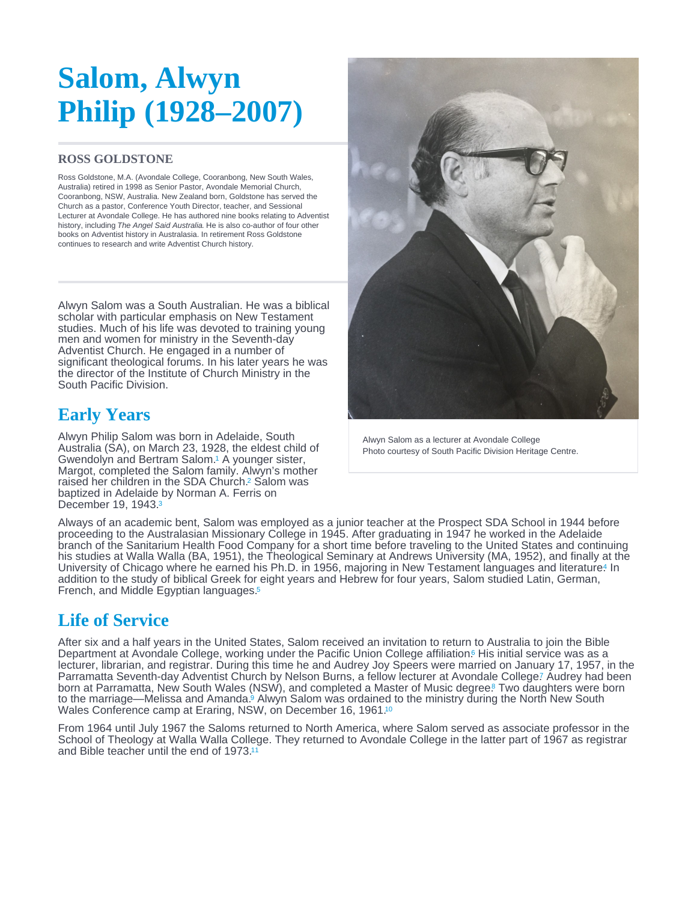# Salom, Alwyn Philip (1928–2007)

### ROSS GOLDSTONE

Ross Goldstone, M.A. (Avondale College, Cooranbong, New South Wales, Australia) retired in 1998 as Senior Pastor, Avondale Memorial Church, Cooranbong, NSW, Australia. New Zealand born, Goldstone has served the Church as a pastor, Conference Youth Director, teacher, and Sessional Lecturer at Avondale College. He has authored nine books relating to Adventist history, including *The Angel Said Australia*. He is also co-author of four other books on Adventist history in Australasia. In retirement Ross Goldstone continues to research and write Adventist Church history.

Alwyn Salom as a lecturer at Avondale College
Photo courtesy of South Pacific Division Heritage Centre.

Alwyn Salom was a South Australian. He was a biblical scholar with particular emphasis on New Testament studies. Much of his life was devoted to training young men and women for ministry in the Seventh-day Adventist Church. He engaged in a number of significant theological forums. In his later years he was the director of the Institute of Church Ministry in the South Pacific Division.

## Early Years

Alwyn Philip Salom was born in Adelaide, South Australia (SA), on March 23, 1928, the eldest child of Gwendolyn and Bertram Salom.[1] A younger sister, Margot, completed the Salom family. Alwyn's mother raised her children in the SDA Church.[2] Salom was baptized in Adelaide by Norman A. Ferris on December 19, 1943.[3]

Always of an academic bent, Salom was employed as a junior teacher at the Prospect SDA School in 1944 before proceeding to the Australasian Missionary College in 1945. After graduating in 1947 he worked in the Adelaide branch of the Sanitarium Health Food Company for a short time before traveling to the United States and continuing his studies at Walla Walla (BA, 1951), the Theological Seminary at Andrews University (MA, 1952), and finally at the University of Chicago where he earned his Ph.D. in 1956, majoring in New Testament languages and literature.[4] In addition to the study of biblical Greek for eight years and Hebrew for four years, Salom studied Latin, German, French, and Middle Egyptian languages.[5]

## Life of Service

After six and a half years in the United States, Salom received an invitation to return to Australia to join the Bible Department at Avondale College, working under the Pacific Union College affiliation.[6] His initial service was as a lecturer, librarian, and registrar. During this time he and Audrey Joy Speers were married on January 17, 1957, in the Parramatta Seventh-day Adventist Church by Nelson Burns, a fellow lecturer at Avondale College.[7] Audrey had been born at Parramatta, New South Wales (NSW), and completed a Master of Music degree.[8] Two daughters were born to the marriage—Melissa and Amanda.[9] Alwyn Salom was ordained to the ministry during the North New South Wales Conference camp at Eraring, NSW, on December 16, 1961.[10]

From 1964 until July 1967 the Saloms returned to North America, where Salom served as associate professor in the School of Theology at Walla Walla College. They returned to Avondale College in the latter part of 1967 as registrar and Bible teacher until the end of 1973.[11]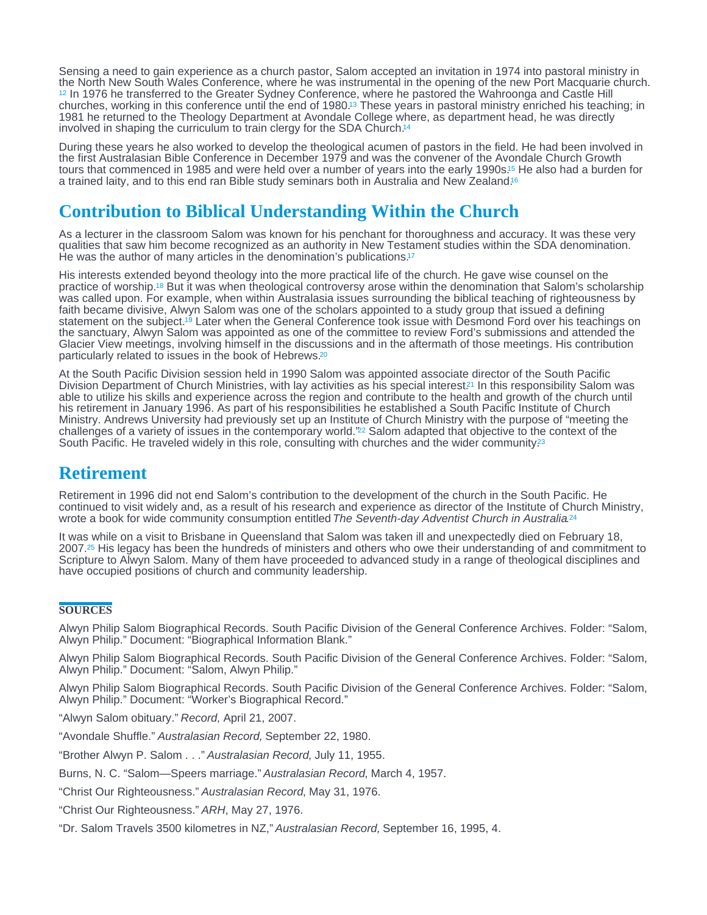Sensing a need to gain experience as a church pastor, Salom accepted an invitation in 1974 into pastoral ministry in the North New South Wales Conference, where he was instrumental in the opening of the new Port Macquarie church.[12] In 1976 he transferred to the Greater Sydney Conference, where he pastored the Wahroonga and Castle Hill churches, working in this conference until the end of 1980.[13] These years in pastoral ministry enriched his teaching; in 1981 he returned to the Theology Department at Avondale College where, as department head, he was directly involved in shaping the curriculum to train clergy for the SDA Church.[14]

During these years he also worked to develop the theological acumen of pastors in the field. He had been involved in the first Australasian Bible Conference in December 1979 and was the convener of the Avondale Church Growth tours that commenced in 1985 and were held over a number of years into the early 1990s.[15] He also had a burden for a trained laity, and to this end ran Bible study seminars both in Australia and New Zealand.[16]

## Contribution to Biblical Understanding Within the Church

As a lecturer in the classroom Salom was known for his penchant for thoroughness and accuracy. It was these very qualities that saw him become recognized as an authority in New Testament studies within the SDA denomination. He was the author of many articles in the denomination's publications.[17]

His interests extended beyond theology into the more practical life of the church. He gave wise counsel on the practice of worship.[18] But it was when theological controversy arose within the denomination that Salom's scholarship was called upon. For example, when within Australasia issues surrounding the biblical teaching of righteousness by faith became divisive, Alwyn Salom was one of the scholars appointed to a study group that issued a defining statement on the subject.[19] Later when the General Conference took issue with Desmond Ford over his teachings on the sanctuary, Alwyn Salom was appointed as one of the committee to review Ford's submissions and attended the Glacier View meetings, involving himself in the discussions and in the aftermath of those meetings. His contribution particularly related to issues in the book of Hebrews.[20]

At the South Pacific Division session held in 1990 Salom was appointed associate director of the South Pacific Division Department of Church Ministries, with lay activities as his special interest.[21] In this responsibility Salom was able to utilize his skills and experience across the region and contribute to the health and growth of the church until his retirement in January 1996. As part of his responsibilities he established a South Pacific Institute of Church Ministry. Andrews University had previously set up an Institute of Church Ministry with the purpose of "meeting the challenges of a variety of issues in the contemporary world."[22] Salom adapted that objective to the context of the South Pacific. He traveled widely in this role, consulting with churches and the wider community.[23]

## Retirement

Retirement in 1996 did not end Salom's contribution to the development of the church in the South Pacific. He continued to visit widely and, as a result of his research and experience as director of the Institute of Church Ministry, wrote a book for wide community consumption entitled *The Seventh-day Adventist Church in Australia*.[24]

It was while on a visit to Brisbane in Queensland that Salom was taken ill and unexpectedly died on February 18, 2007.[25] His legacy has been the hundreds of ministers and others who owe their understanding of and commitment to Scripture to Alwyn Salom. Many of them have proceeded to advanced study in a range of theological disciplines and have occupied positions of church and community leadership.

### SOURCES

Alwyn Philip Salom Biographical Records. South Pacific Division of the General Conference Archives. Folder: "Salom, Alwyn Philip." Document: "Biographical Information Blank."

Alwyn Philip Salom Biographical Records. South Pacific Division of the General Conference Archives. Folder: "Salom, Alwyn Philip." Document: "Salom, Alwyn Philip."

Alwyn Philip Salom Biographical Records. South Pacific Division of the General Conference Archives. Folder: "Salom, Alwyn Philip." Document: "Worker's Biographical Record."

"Alwyn Salom obituary." *Record,* April 21, 2007.

"Avondale Shuffle." *Australasian Record,* September 22, 1980.

"Brother Alwyn P. Salom . . ." *Australasian Record*, July 11, 1955.

Burns, N. C. "Salom—Speers marriage." *Australasian Record*, March 4, 1957.

"Christ Our Righteousness." *Australasian Record*, May 31, 1976.

"Christ Our Righteousness." *ARH*, May 27, 1976.

"Dr. Salom Travels 3500 kilometres in NZ," *Australasian Record,* September 16, 1995, 4.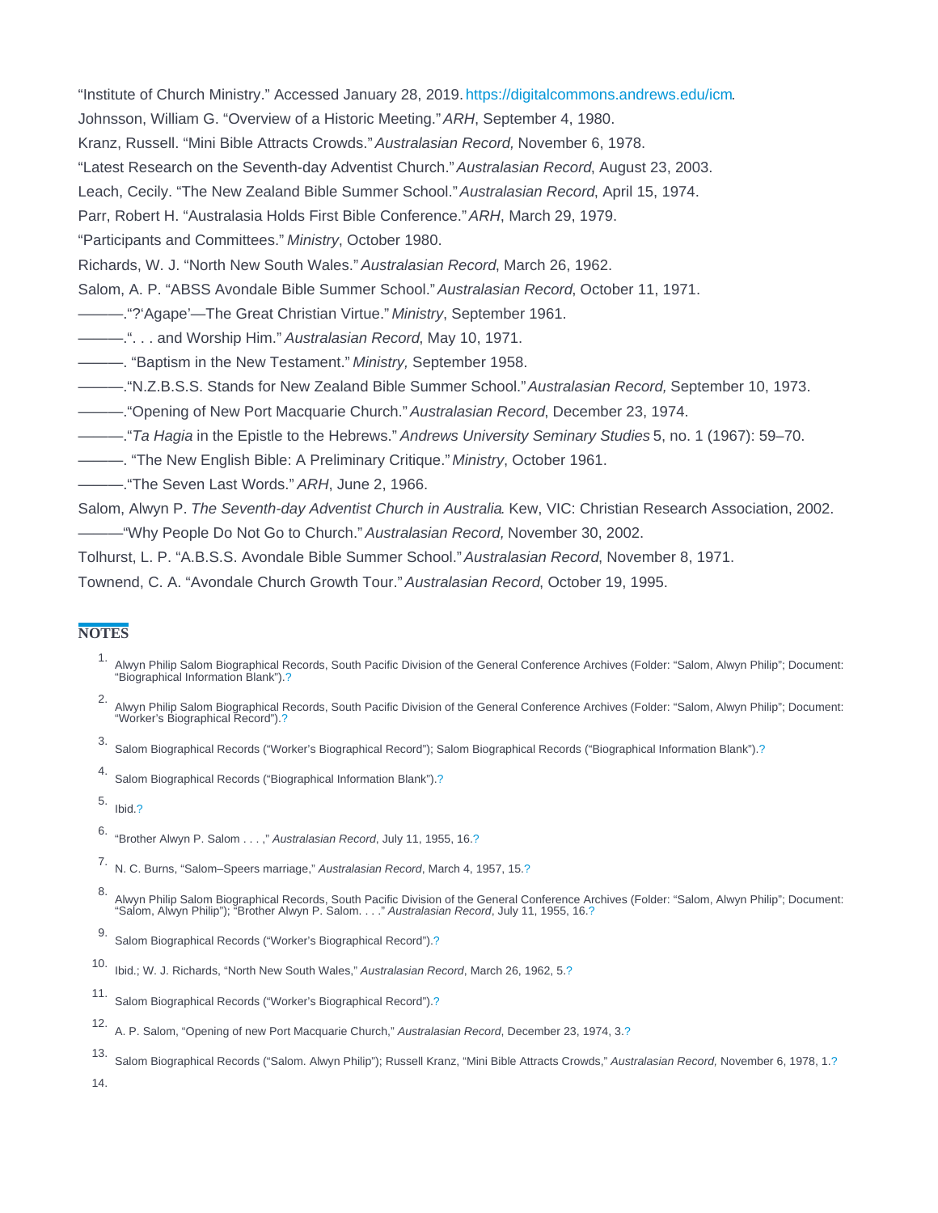"Institute of Church Ministry." Accessed January 28, 2019. https://digitalcommons.andrews.edu/icm.

Johnsson, William G. "Overview of a Historic Meeting." *ARH*, September 4, 1980.

Kranz, Russell. "Mini Bible Attracts Crowds." *Australasian Record,* November 6, 1978.

"Latest Research on the Seventh-day Adventist Church." *Australasian Record*, August 23, 2003.

Leach, Cecily. "The New Zealand Bible Summer School." *Australasian Record*, April 15, 1974.

Parr, Robert H. "Australasia Holds First Bible Conference." *ARH*, March 29, 1979.

"Participants and Committees." *Ministry*, October 1980.

Richards, W. J. "North New South Wales." *Australasian Record*, March 26, 1962.

Salom, A. P. "ABSS Avondale Bible Summer School." *Australasian Record*, October 11, 1971.

———."?'Agape'—The Great Christian Virtue." *Ministry*, September 1961.

———.". . . and Worship Him." *Australasian Record*, May 10, 1971.

———. "Baptism in the New Testament." *Ministry,* September 1958.

———."N.Z.B.S.S. Stands for New Zealand Bible Summer School." *Australasian Record,* September 10, 1973.

———."Opening of New Port Macquarie Church." *Australasian Record*, December 23, 1974.

———."*Ta Hagia* in the Epistle to the Hebrews." *Andrews University Seminary Studies* 5, no. 1 (1967): 59–70.

———. "The New English Bible: A Preliminary Critique." *Ministry*, October 1961.

———."The Seven Last Words." *ARH*, June 2, 1966.

Salom, Alwyn P. *The Seventh-day Adventist Church in Australia*. Kew, VIC: Christian Research Association, 2002.

———"Why People Do Not Go to Church." *Australasian Record,* November 30, 2002.

Tolhurst, L. P. "A.B.S.S. Avondale Bible Summer School." *Australasian Record*, November 8, 1971.

Townend, C. A. "Avondale Church Growth Tour." *Australasian Record*, October 19, 1995.

## NOTES

1. Alwyn Philip Salom Biographical Records, South Pacific Division of the General Conference Archives (Folder: "Salom, Alwyn Philip"; Document: "Biographical Information Blank").?
2. Alwyn Philip Salom Biographical Records, South Pacific Division of the General Conference Archives (Folder: "Salom, Alwyn Philip"; Document: "Worker's Biographical Record").?
3. Salom Biographical Records ("Worker's Biographical Record"); Salom Biographical Records ("Biographical Information Blank").?
4. Salom Biographical Records ("Biographical Information Blank").?
5. Ibid.?
6. "Brother Alwyn P. Salom . . . ," *Australasian Record*, July 11, 1955, 16.?
7. N. C. Burns, "Salom–Speers marriage," *Australasian Record*, March 4, 1957, 15.?
8. Alwyn Philip Salom Biographical Records, South Pacific Division of the General Conference Archives (Folder: "Salom, Alwyn Philip"; Document: "Salom, Alwyn Philip"); "Brother Alwyn P. Salom. . . ." *Australasian Record*, July 11, 1955, 16.?
9. Salom Biographical Records ("Worker's Biographical Record").?
10. Ibid.; W. J. Richards, "North New South Wales," *Australasian Record*, March 26, 1962, 5.?
11. Salom Biographical Records ("Worker's Biographical Record").?
12. A. P. Salom, "Opening of new Port Macquarie Church," *Australasian Record*, December 23, 1974, 3.?
13. Salom Biographical Records ("Salom. Alwyn Philip"); Russell Kranz, "Mini Bible Attracts Crowds," *Australasian Record,* November 6, 1978, 1.?
14.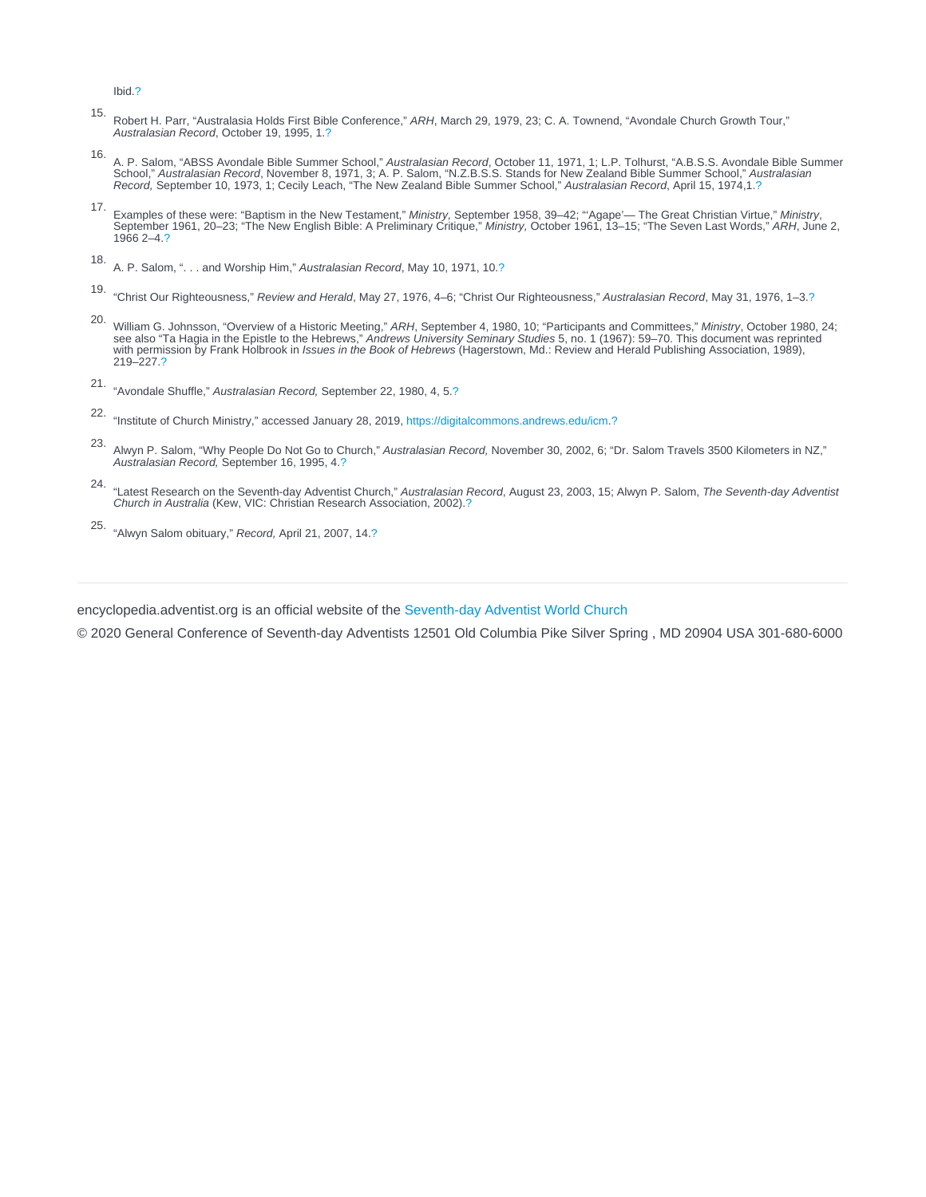Ibid.?

15. Robert H. Parr, “Australasia Holds First Bible Conference,” *ARH*, March 29, 1979, 23; C. A. Townend, “Avondale Church Growth Tour,” *Australasian Record*, October 19, 1995, 1.?

16. A. P. Salom, “ABSS Avondale Bible Summer School,” *Australasian Record*, October 11, 1971, 1; L.P. Tolhurst, “A.B.S.S. Avondale Bible Summer School,” *Australasian Record*, November 8, 1971, 3; A. P. Salom, “N.Z.B.S.S. Stands for New Zealand Bible Summer School,” *Australasian Record,* September 10, 1973, 1; Cecily Leach, “The New Zealand Bible Summer School,” *Australasian Record*, April 15, 1974,1.?

17. Examples of these were: “Baptism in the New Testament,” *Ministry,* September 1958, 39–42; “‘Agape’— The Great Christian Virtue,” *Ministry*, September 1961, 20–23; “The New English Bible: A Preliminary Critique,” *Ministry,* October 1961, 13–15; “The Seven Last Words,” *ARH*, June 2, 1966 2–4.?

18. A. P. Salom, “. . . and Worship Him,” *Australasian Record*, May 10, 1971, 10.?

19. “Christ Our Righteousness,” *Review and Herald*, May 27, 1976, 4–6; “Christ Our Righteousness,” *Australasian Record*, May 31, 1976, 1–3.?

20. William G. Johnsson, “Overview of a Historic Meeting,” *ARH*, September 4, 1980, 10; “Participants and Committees,” *Ministry*, October 1980, 24; see also “Ta Hagia in the Epistle to the Hebrews,” *Andrews University Seminary Studies* 5, no. 1 (1967): 59–70. This document was reprinted with permission by Frank Holbrook in *Issues in the Book of Hebrews* (Hagerstown, Md.: Review and Herald Publishing Association, 1989), 219–227.?

21. “Avondale Shuffle,” *Australasian Record,* September 22, 1980, 4, 5.?

22. “Institute of Church Ministry,” accessed January 28, 2019, https://digitalcommons.andrews.edu/icm.?

23. Alwyn P. Salom, “Why People Do Not Go to Church,” *Australasian Record,* November 30, 2002, 6; “Dr. Salom Travels 3500 Kilometers in NZ,” *Australasian Record,* September 16, 1995, 4.?

24. “Latest Research on the Seventh-day Adventist Church,” *Australasian Record*, August 23, 2003, 15; Alwyn P. Salom, *The Seventh-day Adventist Church in Australia* (Kew, VIC: Christian Research Association, 2002).?

25. “Alwyn Salom obituary,” *Record,* April 21, 2007, 14.?

---

encyclopedia.adventist.org is an official website of the Seventh-day Adventist World Church

© 2020 General Conference of Seventh-day Adventists 12501 Old Columbia Pike Silver Spring , MD 20904 USA 301-680-6000